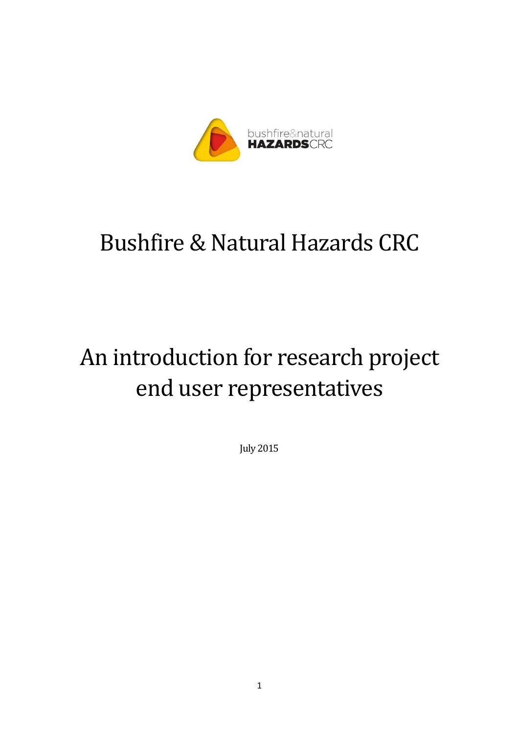# Bushfire & Natural Hazards CRC

# An introduction for research project end user representatives

July 2015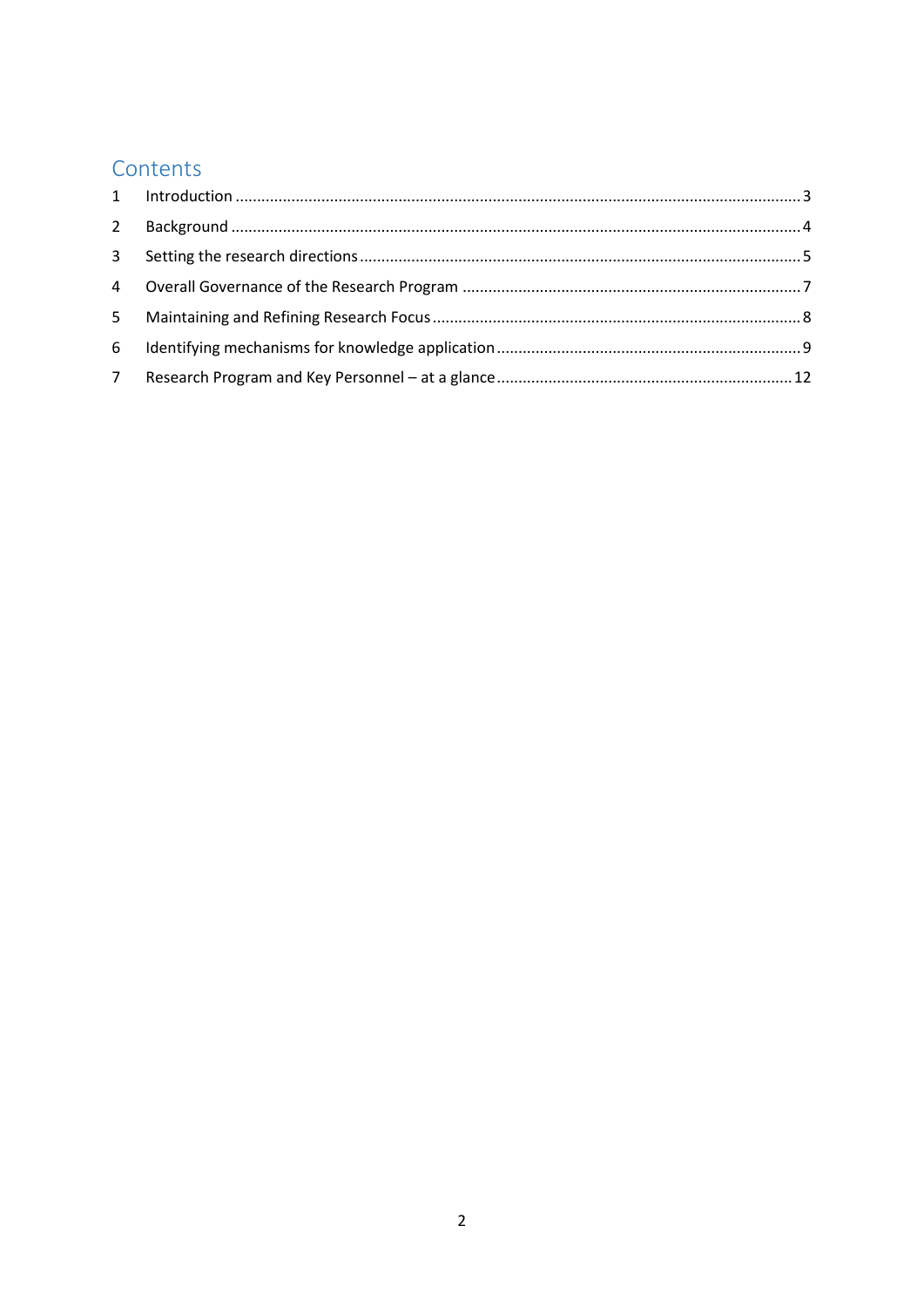# Contents

1 Introduction .......... 3
2 Background .......... 4
3 Setting the research directions .......... 5
4 Overall Governance of the Research Program .......... 7
5 Maintaining and Refining Research Focus .......... 8
6 Identifying mechanisms for knowledge application .......... 9
7 Research Program and Key Personnel – at a glance .......... 12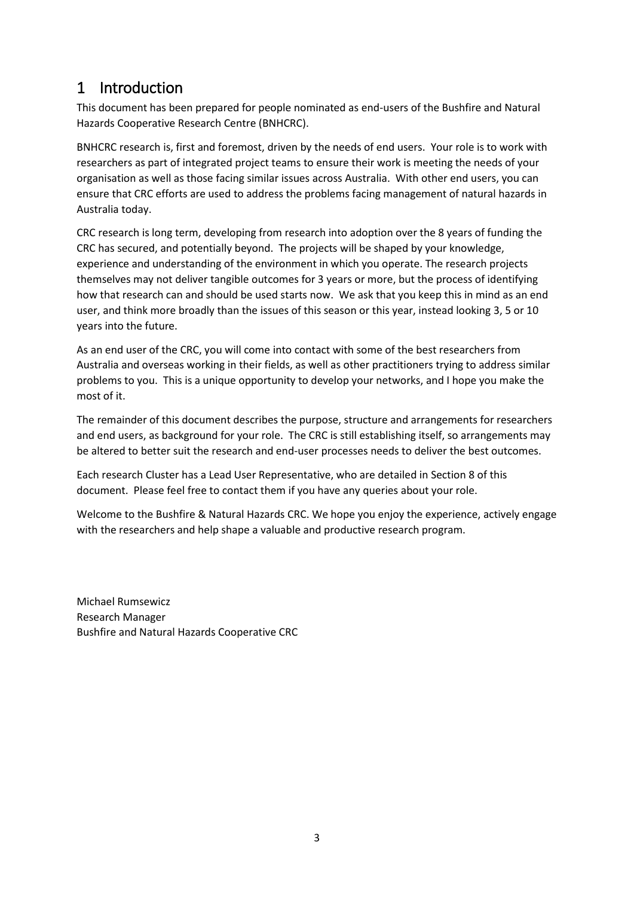# 1 Introduction

This document has been prepared for people nominated as end-users of the Bushfire and Natural Hazards Cooperative Research Centre (BNHCRC).

BNHCRC research is, first and foremost, driven by the needs of end users. Your role is to work with researchers as part of integrated project teams to ensure their work is meeting the needs of your organisation as well as those facing similar issues across Australia. With other end users, you can ensure that CRC efforts are used to address the problems facing management of natural hazards in Australia today.

CRC research is long term, developing from research into adoption over the 8 years of funding the CRC has secured, and potentially beyond. The projects will be shaped by your knowledge, experience and understanding of the environment in which you operate. The research projects themselves may not deliver tangible outcomes for 3 years or more, but the process of identifying how that research can and should be used starts now. We ask that you keep this in mind as an end user, and think more broadly than the issues of this season or this year, instead looking 3, 5 or 10 years into the future.

As an end user of the CRC, you will come into contact with some of the best researchers from Australia and overseas working in their fields, as well as other practitioners trying to address similar problems to you. This is a unique opportunity to develop your networks, and I hope you make the most of it.

The remainder of this document describes the purpose, structure and arrangements for researchers and end users, as background for your role. The CRC is still establishing itself, so arrangements may be altered to better suit the research and end-user processes needs to deliver the best outcomes.

Each research Cluster has a Lead User Representative, who are detailed in Section 8 of this document. Please feel free to contact them if you have any queries about your role.

Welcome to the Bushfire & Natural Hazards CRC. We hope you enjoy the experience, actively engage with the researchers and help shape a valuable and productive research program.

Michael Rumsewicz
Research Manager
Bushfire and Natural Hazards Cooperative CRC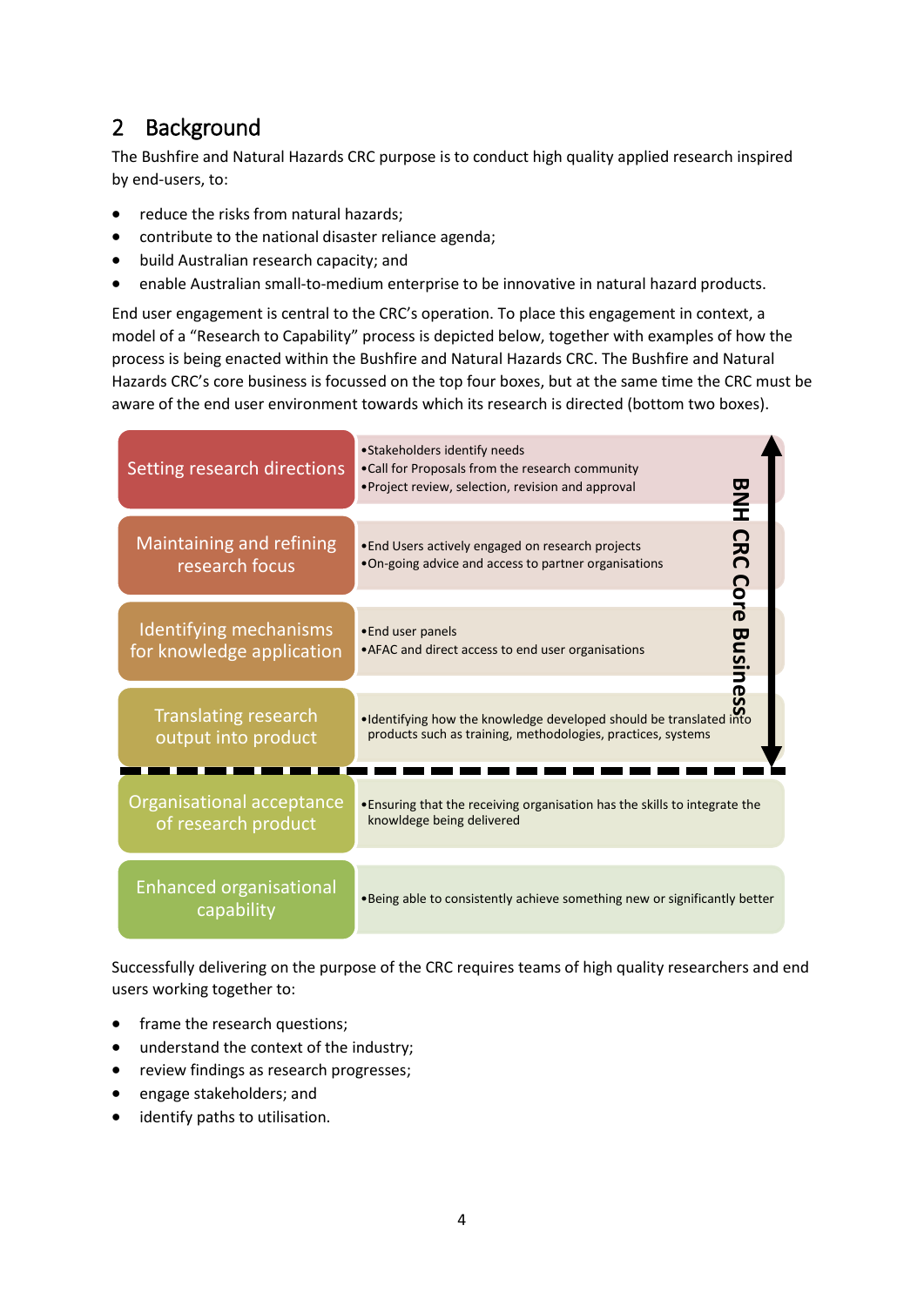## 2 Background

The Bushfire and Natural Hazards CRC purpose is to conduct high quality applied research inspired by end-users, to:

- reduce the risks from natural hazards;
- contribute to the national disaster reliance agenda;
- build Australian research capacity; and
- enable Australian small-to-medium enterprise to be innovative in natural hazard products.

End user engagement is central to the CRC's operation. To place this engagement in context, a model of a "Research to Capability" process is depicted below, together with examples of how the process is being enacted within the Bushfire and Natural Hazards CRC. The Bushfire and Natural Hazards CRC's core business is focussed on the top four boxes, but at the same time the CRC must be aware of the end user environment towards which its research is directed (bottom two boxes).

| Stage | Examples |
| --- | --- |
| Setting research directions | •Stakeholders identify needs<br>•Call for Proposals from the research community<br>•Project review, selection, revision and approval |
| Maintaining and refining research focus | •End Users actively engaged on research projects<br>•On-going advice and access to partner organisations |
| Identifying mechanisms for knowledge application | •End user panels<br>•AFAC and direct access to end user organisations |
| Translating research output into product | •Identifying how the knowledge developed should be translated into products such as training, methodologies, practices, systems |
| Organisational acceptance of research product | •Ensuring that the receiving organisation has the skills to integrate the knowledge being delivered |
| Enhanced organisational capability | •Being able to consistently achieve something new or significantly better |

BNH CRC Core Business (top four boxes)

Successfully delivering on the purpose of the CRC requires teams of high quality researchers and end users working together to:

- frame the research questions;
- understand the context of the industry;
- review findings as research progresses;
- engage stakeholders; and
- identify paths to utilisation.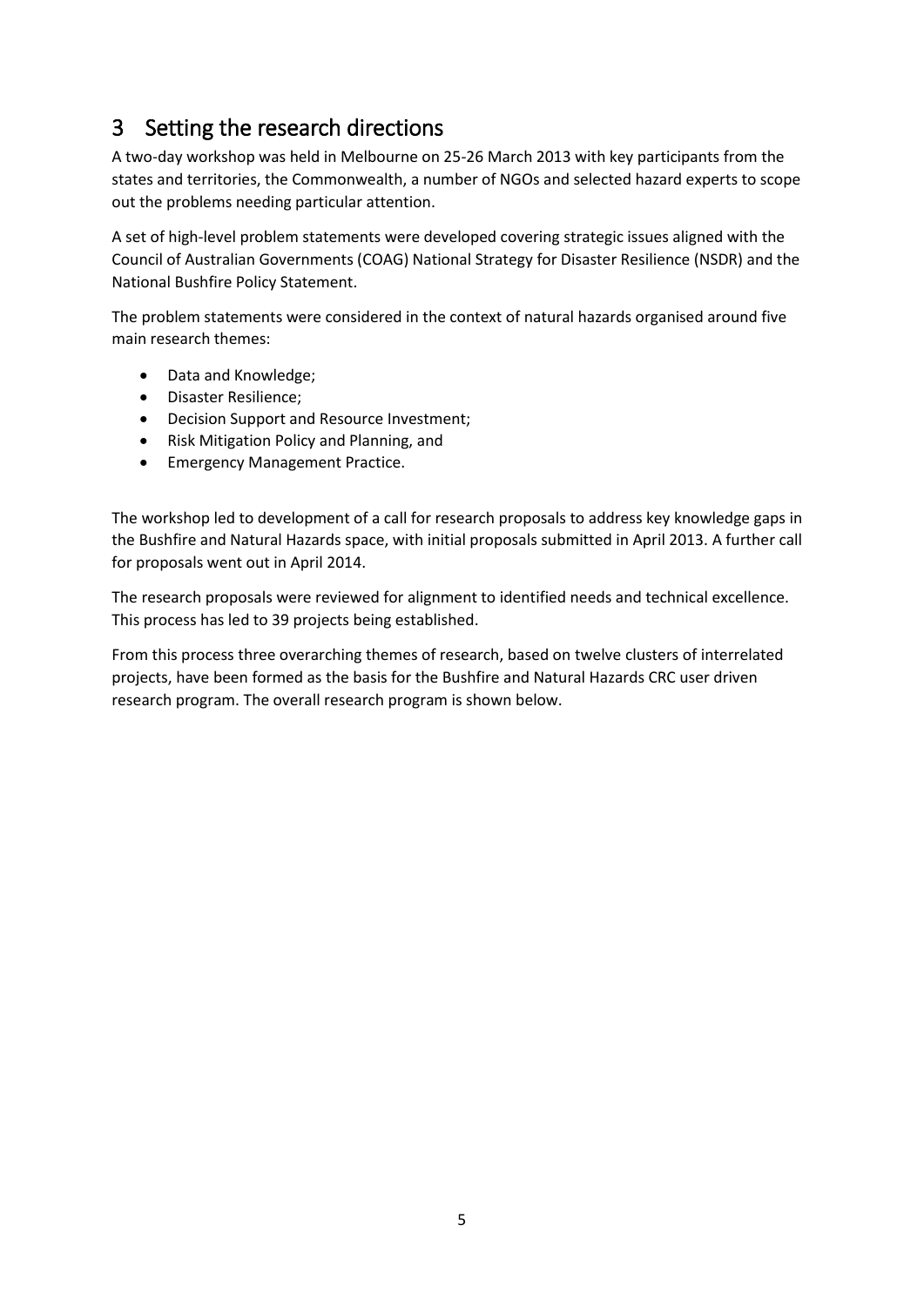# 3 Setting the research directions

A two-day workshop was held in Melbourne on 25-26 March 2013 with key participants from the states and territories, the Commonwealth, a number of NGOs and selected hazard experts to scope out the problems needing particular attention.

A set of high-level problem statements were developed covering strategic issues aligned with the Council of Australian Governments (COAG) National Strategy for Disaster Resilience (NSDR) and the National Bushfire Policy Statement.

The problem statements were considered in the context of natural hazards organised around five main research themes:

- Data and Knowledge;
- Disaster Resilience;
- Decision Support and Resource Investment;
- Risk Mitigation Policy and Planning, and
- Emergency Management Practice.

The workshop led to development of a call for research proposals to address key knowledge gaps in the Bushfire and Natural Hazards space, with initial proposals submitted in April 2013. A further call for proposals went out in April 2014.

The research proposals were reviewed for alignment to identified needs and technical excellence. This process has led to 39 projects being established.

From this process three overarching themes of research, based on twelve clusters of interrelated projects, have been formed as the basis for the Bushfire and Natural Hazards CRC user driven research program. The overall research program is shown below.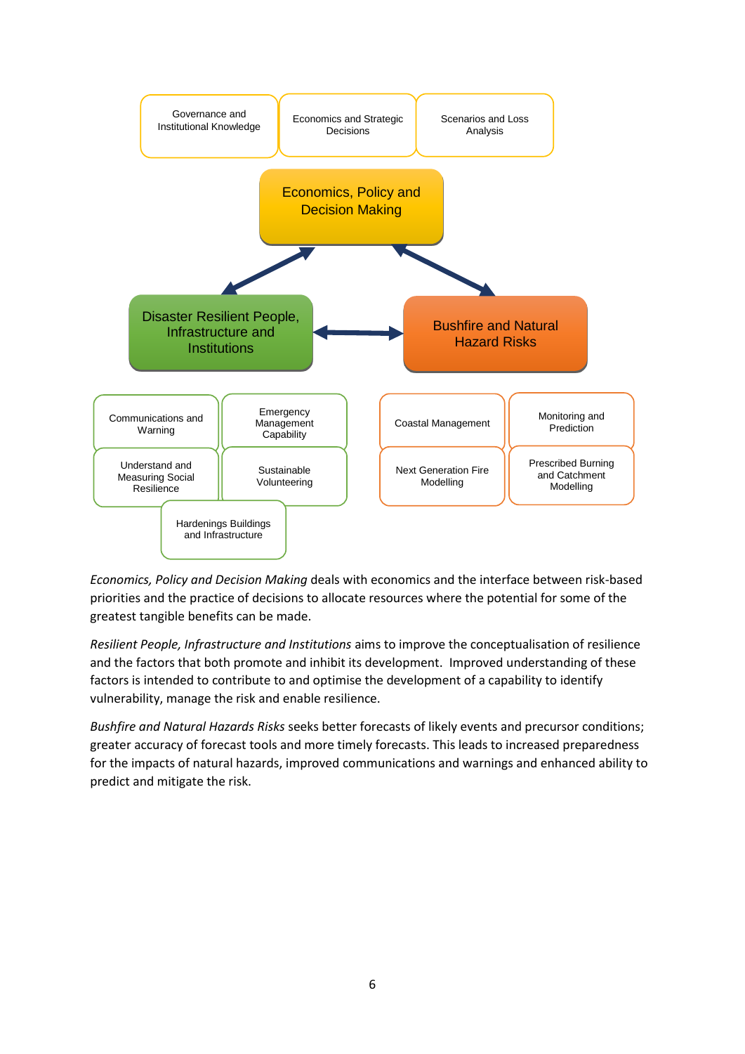Governance and Institutional Knowledge

Economics and Strategic Decisions

Scenarios and Loss Analysis

**Economics, Policy and Decision Making**

**Disaster Resilient People, Infrastructure and Institutions**

**Bushfire and Natural Hazard Risks**

Communications and Warning

Emergency Management Capability

Understand and Measuring Social Resilience

Sustainable Volunteering

Hardenings Buildings and Infrastructure

Coastal Management

Monitoring and Prediction

Next Generation Fire Modelling

Prescribed Burning and Catchment Modelling

*Economics, Policy and Decision Making* deals with economics and the interface between risk-based priorities and the practice of decisions to allocate resources where the potential for some of the greatest tangible benefits can be made.

*Resilient People, Infrastructure and Institutions* aims to improve the conceptualisation of resilience and the factors that both promote and inhibit its development. Improved understanding of these factors is intended to contribute to and optimise the development of a capability to identify vulnerability, manage the risk and enable resilience.

*Bushfire and Natural Hazards Risks* seeks better forecasts of likely events and precursor conditions; greater accuracy of forecast tools and more timely forecasts. This leads to increased preparedness for the impacts of natural hazards, improved communications and warnings and enhanced ability to predict and mitigate the risk.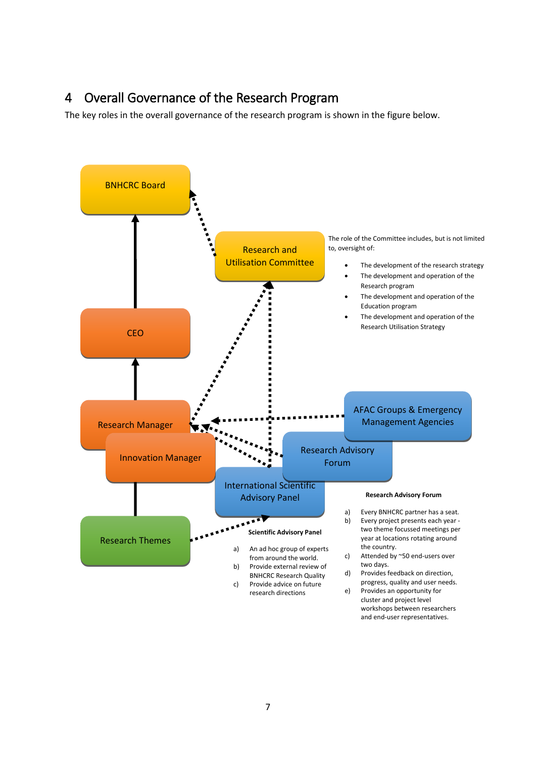# 4 Overall Governance of the Research Program

The key roles in the overall governance of the research program is shown in the figure below.

BNHCRC Board

Research and Utilisation Committee

The role of the Committee includes, but is not limited to, oversight of:

- The development of the research strategy
- The development and operation of the Research program
- The development and operation of the Education program
- The development and operation of the Research Utilisation Strategy

CEO

Research Manager

Innovation Manager

AFAC Groups & Emergency Management Agencies

Research Advisory Forum

International Scientific Advisory Panel

Research Themes

**Scientific Advisory Panel**

a) An ad hoc group of experts from around the world.
b) Provide external review of BNHCRC Research Quality
c) Provide advice on future research directions

**Research Advisory Forum**

a) Every BNHCRC partner has a seat.
b) Every project presents each year - two theme focussed meetings per year at locations rotating around the country.
c) Attended by ~50 end-users over two days.
d) Provides feedback on direction, progress, quality and user needs.
e) Provides an opportunity for cluster and project level workshops between researchers and end-user representatives.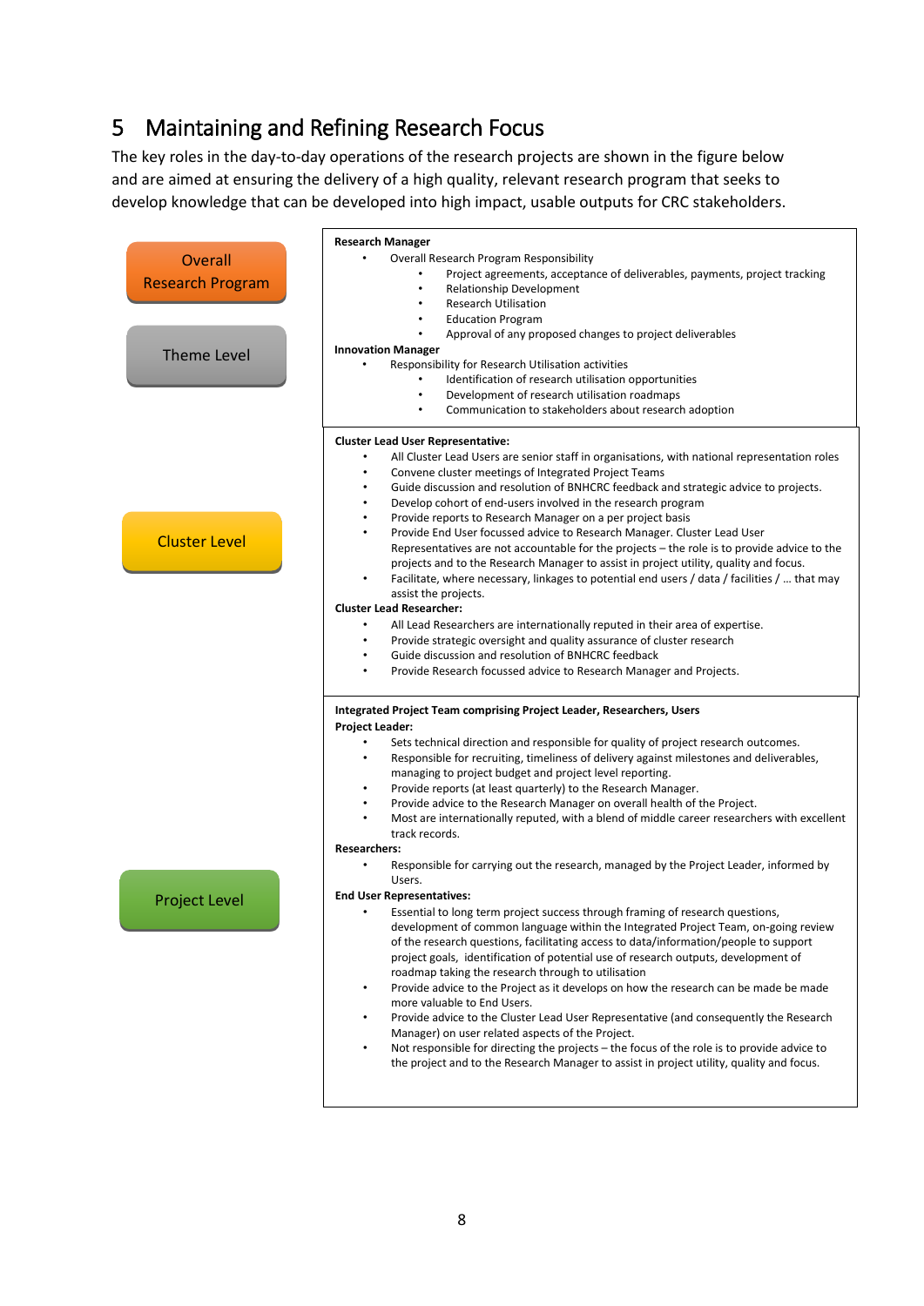# 5 Maintaining and Refining Research Focus

The key roles in the day-to-day operations of the research projects are shown in the figure below and are aimed at ensuring the delivery of a high quality, relevant research program that seeks to develop knowledge that can be developed into high impact, usable outputs for CRC stakeholders.

| Level | Roles |
|---|---|
| Overall Research Program / Theme Level | **Research Manager**<br>• Overall Research Program Responsibility<br>  • Project agreements, acceptance of deliverables, payments, project tracking<br>  • Relationship Development<br>  • Research Utilisation<br>  • Education Program<br>  • Approval of any proposed changes to project deliverables<br>**Innovation Manager**<br>• Responsibility for Research Utilisation activities<br>  • Identification of research utilisation opportunities<br>  • Development of research utilisation roadmaps<br>  • Communication to stakeholders about research adoption |
| Cluster Level | **Cluster Lead User Representative:**<br>• All Cluster Lead Users are senior staff in organisations, with national representation roles<br>• Convene cluster meetings of Integrated Project Teams<br>• Guide discussion and resolution of BNHCRC feedback and strategic advice to projects.<br>• Develop cohort of end-users involved in the research program<br>• Provide reports to Research Manager on a per project basis<br>• Provide End User focussed advice to Research Manager. Cluster Lead User Representatives are not accountable for the projects – the role is to provide advice to the projects and to the Research Manager to assist in project utility, quality and focus.<br>• Facilitate, where necessary, linkages to potential end users / data / facilities / … that may assist the projects.<br>**Cluster Lead Researcher:**<br>• All Lead Researchers are internationally reputed in their area of expertise.<br>• Provide strategic oversight and quality assurance of cluster research<br>• Guide discussion and resolution of BNHCRC feedback<br>• Provide Research focussed advice to Research Manager and Projects. |
| Project Level | **Integrated Project Team comprising Project Leader, Researchers, Users**<br>**Project Leader:**<br>• Sets technical direction and responsible for quality of project research outcomes.<br>• Responsible for recruiting, timeliness of delivery against milestones and deliverables, managing to project budget and project level reporting.<br>• Provide reports (at least quarterly) to the Research Manager.<br>• Provide advice to the Research Manager on overall health of the Project.<br>• Most are internationally reputed, with a blend of middle career researchers with excellent track records.<br>**Researchers:**<br>• Responsible for carrying out the research, managed by the Project Leader, informed by Users.<br>**End User Representatives:**<br>• Essential to long term project success through framing of research questions, development of common language within the Integrated Project Team, on-going review of the research questions, facilitating access to data/information/people to support project goals, identification of potential use of research outputs, development of roadmap taking the research through to utilisation<br>• Provide advice to the Project as it develops on how the research can be made be made more valuable to End Users.<br>• Provide advice to the Cluster Lead User Representative (and consequently the Research Manager) on user related aspects of the Project.<br>• Not responsible for directing the projects – the focus of the role is to provide advice to the project and to the Research Manager to assist in project utility, quality and focus. |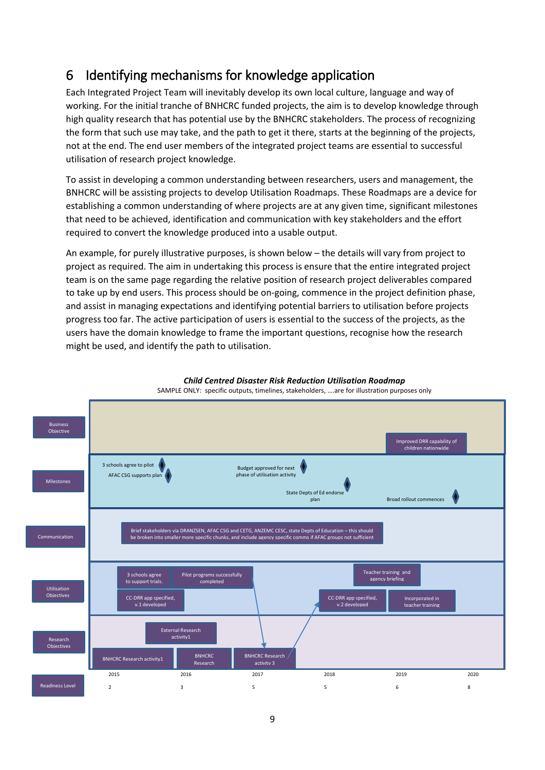# 6 Identifying mechanisms for knowledge application

Each Integrated Project Team will inevitably develop its own local culture, language and way of working. For the initial tranche of BNHCRC funded projects, the aim is to develop knowledge through high quality research that has potential use by the BNHCRC stakeholders. The process of recognizing the form that such use may take, and the path to get it there, starts at the beginning of the projects, not at the end. The end user members of the integrated project teams are essential to successful utilisation of research project knowledge.

To assist in developing a common understanding between researchers, users and management, the BNHCRC will be assisting projects to develop Utilisation Roadmaps. These Roadmaps are a device for establishing a common understanding of where projects are at any given time, significant milestones that need to be achieved, identification and communication with key stakeholders and the effort required to convert the knowledge produced into a usable output.

An example, for purely illustrative purposes, is shown below – the details will vary from project to project as required. The aim in undertaking this process is ensure that the entire integrated project team is on the same page regarding the relative position of research project deliverables compared to take up by end users. This process should be on-going, commence in the project definition phase, and assist in managing expectations and identifying potential barriers to utilisation before projects progress too far. The active participation of users is essential to the success of the projects, as the users have the domain knowledge to frame the important questions, recognise how the research might be used, and identify the path to utilisation.

***Child Centred Disaster Risk Reduction Utilisation Roadmap***

SAMPLE ONLY: specific outputs, timelines, stakeholders, ....are for illustration purposes only

Business Objective: Improved DRR capability of children nationwide

Milestones: 3 schools agree to pilot; AFAC CSG supports plan; Budget approved for next phase of utilisation activity; State Depts of Ed endorse plan; Broad rollout commences

Communication: Brief stakeholders via DRANZSEN, AFAC CSG and CETG, ANZEMC CESC, state Depts of Education – this should be broken into smaller more specific chunks, and include agency specific comms if AFAC groups not sufficient

Utilisation Objectives: 3 schools agree to support trials.; Pilot programs successfully completed; CC-DRR app specified, v.1 developed; CC-DRR app specified, v.2 developed; Teacher training and agency briefing; Incorporated in teacher training

Research Objectives: External Research activity1; BNHCRC Research activity1; BNHCRC Research; BNHCRC Research activity 3

| | 2015 | 2016 | 2017 | 2018 | 2019 | 2020 |
|---|---|---|---|---|---|---|
| Readiness Level | 2 | 3 | 5 | 5 | 6 | 8 |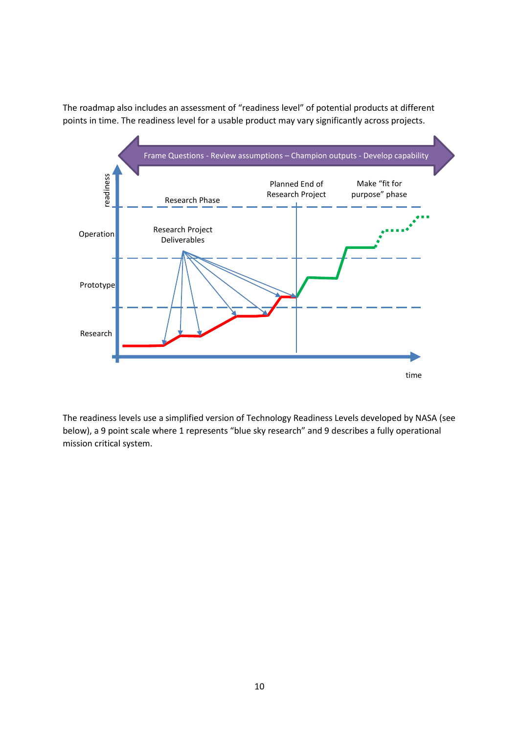The roadmap also includes an assessment of "readiness level" of potential products at different points in time. The readiness level for a usable product may vary significantly across projects.

Frame Questions - Review assumptions – Champion outputs - Develop capability

readiness

Research Phase

Planned End of Research Project

Make "fit for purpose" phase

Operation

Research Project Deliverables

Prototype

Research

time

The readiness levels use a simplified version of Technology Readiness Levels developed by NASA (see below), a 9 point scale where 1 represents "blue sky research" and 9 describes a fully operational mission critical system.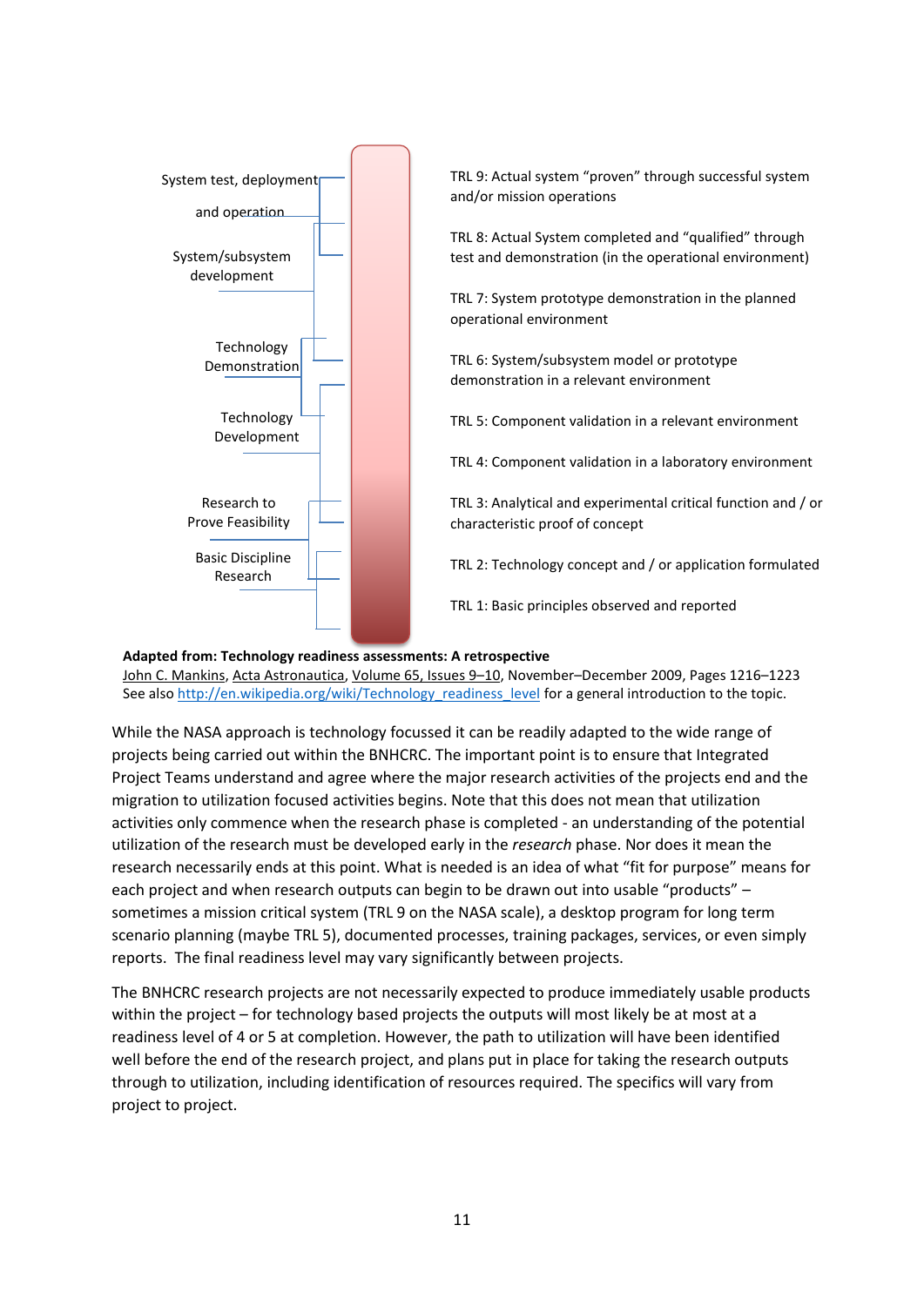| Stage | TRL |
| --- | --- |
| System test, deployment and operation | TRL 9: Actual system “proven” through successful system and/or mission operations |
| | TRL 8: Actual System completed and “qualified” through test and demonstration (in the operational environment) |
| System/subsystem development | TRL 7: System prototype demonstration in the planned operational environment |
| Technology Demonstration | TRL 6: System/subsystem model or prototype demonstration in a relevant environment |
| Technology Development | TRL 5: Component validation in a relevant environment |
| | TRL 4: Component validation in a laboratory environment |
| Research to Prove Feasibility | TRL 3: Analytical and experimental critical function and / or characteristic proof of concept |
| Basic Discipline Research | TRL 2: Technology concept and / or application formulated |
| | TRL 1: Basic principles observed and reported |

**Adapted from: Technology readiness assessments: A retrospective**
John C. Mankins, Acta Astronautica, Volume 65, Issues 9–10, November–December 2009, Pages 1216–1223
See also http://en.wikipedia.org/wiki/Technology_readiness_level for a general introduction to the topic.

While the NASA approach is technology focussed it can be readily adapted to the wide range of projects being carried out within the BNHCRC. The important point is to ensure that Integrated Project Teams understand and agree where the major research activities of the projects end and the migration to utilization focused activities begins. Note that this does not mean that utilization activities only commence when the research phase is completed - an understanding of the potential utilization of the research must be developed early in the *research* phase. Nor does it mean the research necessarily ends at this point. What is needed is an idea of what “fit for purpose” means for each project and when research outputs can begin to be drawn out into usable “products” – sometimes a mission critical system (TRL 9 on the NASA scale), a desktop program for long term scenario planning (maybe TRL 5), documented processes, training packages, services, or even simply reports. The final readiness level may vary significantly between projects.

The BNHCRC research projects are not necessarily expected to produce immediately usable products within the project – for technology based projects the outputs will most likely be at most at a readiness level of 4 or 5 at completion. However, the path to utilization will have been identified well before the end of the research project, and plans put in place for taking the research outputs through to utilization, including identification of resources required. The specifics will vary from project to project.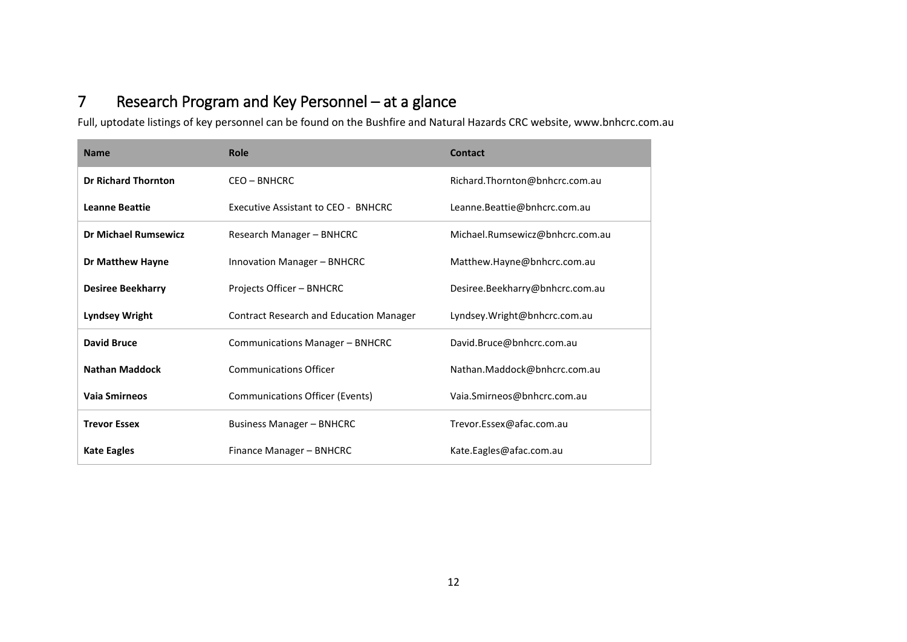# 7 Research Program and Key Personnel – at a glance

Full, uptodate listings of key personnel can be found on the Bushfire and Natural Hazards CRC website, www.bnhcrc.com.au

| Name | Role | Contact |
|---|---|---|
| **Dr Richard Thornton** | CEO – BNHCRC | Richard.Thornton@bnhcrc.com.au |
| **Leanne Beattie** | Executive Assistant to CEO - BNHCRC | Leanne.Beattie@bnhcrc.com.au |
| **Dr Michael Rumsewicz** | Research Manager – BNHCRC | Michael.Rumsewicz@bnhcrc.com.au |
| **Dr Matthew Hayne** | Innovation Manager – BNHCRC | Matthew.Hayne@bnhcrc.com.au |
| **Desiree Beekharry** | Projects Officer – BNHCRC | Desiree.Beekharry@bnhcrc.com.au |
| **Lyndsey Wright** | Contract Research and Education Manager | Lyndsey.Wright@bnhcrc.com.au |
| **David Bruce** | Communications Manager – BNHCRC | David.Bruce@bnhcrc.com.au |
| **Nathan Maddock** | Communications Officer | Nathan.Maddock@bnhcrc.com.au |
| **Vaia Smirneos** | Communications Officer (Events) | Vaia.Smirneos@bnhcrc.com.au |
| **Trevor Essex** | Business Manager – BNHCRC | Trevor.Essex@afac.com.au |
| **Kate Eagles** | Finance Manager – BNHCRC | Kate.Eagles@afac.com.au |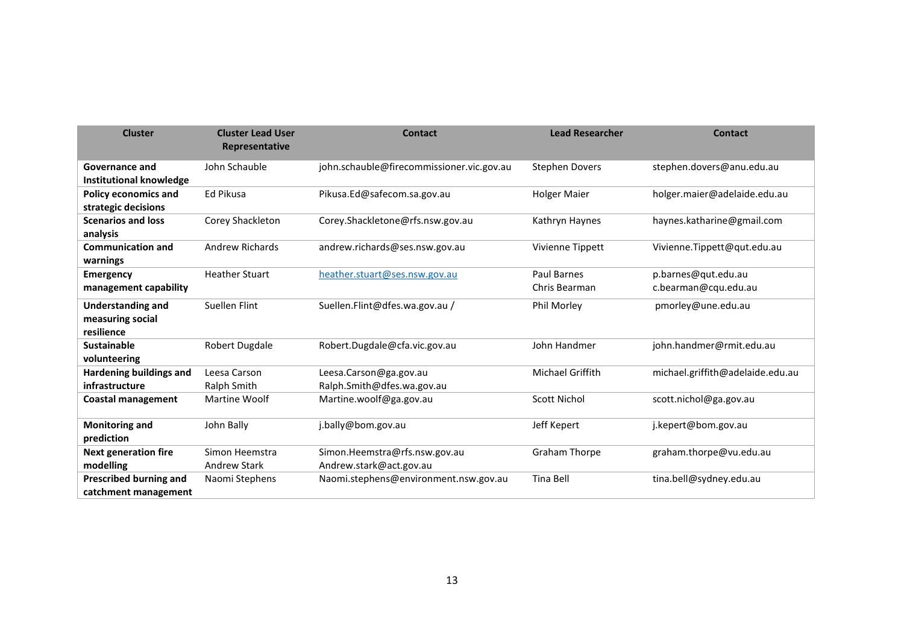| Cluster | Cluster Lead User Representative | Contact | Lead Researcher | Contact |
|---|---|---|---|---|
| **Governance and Institutional knowledge** | John Schauble | john.schauble@firecommissioner.vic.gov.au | Stephen Dovers | stephen.dovers@anu.edu.au |
| **Policy economics and strategic decisions** | Ed Pikusa | Pikusa.Ed@safecom.sa.gov.au | Holger Maier | holger.maier@adelaide.edu.au |
| **Scenarios and loss analysis** | Corey Shackleton | Corey.Shackletone@rfs.nsw.gov.au | Kathryn Haynes | haynes.katharine@gmail.com |
| **Communication and warnings** | Andrew Richards | andrew.richards@ses.nsw.gov.au | Vivienne Tippett | Vivienne.Tippett@qut.edu.au |
| **Emergency management capability** | Heather Stuart | heather.stuart@ses.nsw.gov.au | Paul Barnes<br>Chris Bearman | p.barnes@qut.edu.au<br>c.bearman@cqu.edu.au |
| **Understanding and measuring social resilience** | Suellen Flint | Suellen.Flint@dfes.wa.gov.au / | Phil Morley | pmorley@une.edu.au |
| **Sustainable volunteering** | Robert Dugdale | Robert.Dugdale@cfa.vic.gov.au | John Handmer | john.handmer@rmit.edu.au |
| **Hardening buildings and infrastructure** | Leesa Carson<br>Ralph Smith | Leesa.Carson@ga.gov.au<br>Ralph.Smith@dfes.wa.gov.au | Michael Griffith | michael.griffith@adelaide.edu.au |
| **Coastal management** | Martine Woolf | Martine.woolf@ga.gov.au | Scott Nichol | scott.nichol@ga.gov.au |
| **Monitoring and prediction** | John Bally | j.bally@bom.gov.au | Jeff Kepert | j.kepert@bom.gov.au |
| **Next generation fire modelling** | Simon Heemstra<br>Andrew Stark | Simon.Heemstra@rfs.nsw.gov.au<br>Andrew.stark@act.gov.au | Graham Thorpe | graham.thorpe@vu.edu.au |
| **Prescribed burning and catchment management** | Naomi Stephens | Naomi.stephens@environment.nsw.gov.au | Tina Bell | tina.bell@sydney.edu.au |